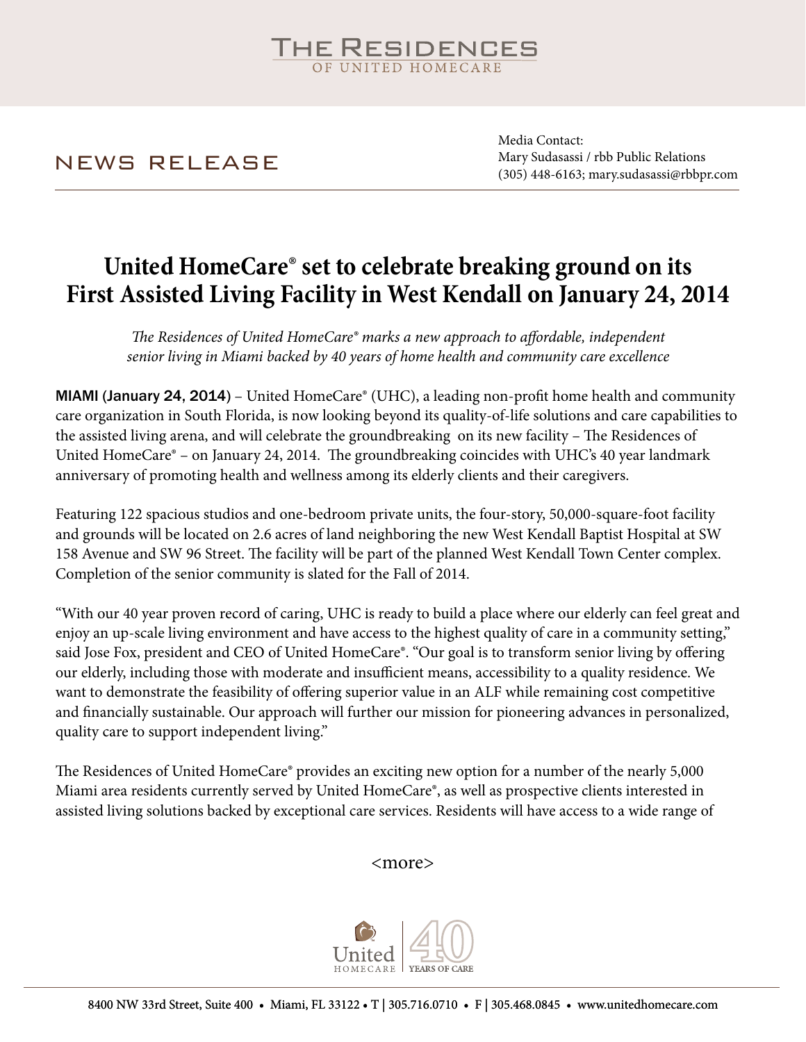# THE RESIDENCES OF UNITED HOMECARE

NEWS RELEASE

Media Contact:
Mary Sudasassi / rbb Public Relations
(305) 448-6163; mary.sudasassi@rbbpr.com

## United HomeCare® set to celebrate breaking ground on its First Assisted Living Facility in West Kendall on January 24, 2014

*The Residences of United HomeCare® marks a new approach to affordable, independent senior living in Miami backed by 40 years of home health and community care excellence*

**MIAMI (January 24, 2014)** – United HomeCare® (UHC), a leading non-profit home health and community care organization in South Florida, is now looking beyond its quality-of-life solutions and care capabilities to the assisted living arena, and will celebrate the groundbreaking on its new facility – The Residences of United HomeCare® – on January 24, 2014. The groundbreaking coincides with UHC's 40 year landmark anniversary of promoting health and wellness among its elderly clients and their caregivers.

Featuring 122 spacious studios and one-bedroom private units, the four-story, 50,000-square-foot facility and grounds will be located on 2.6 acres of land neighboring the new West Kendall Baptist Hospital at SW 158 Avenue and SW 96 Street. The facility will be part of the planned West Kendall Town Center complex. Completion of the senior community is slated for the Fall of 2014.

"With our 40 year proven record of caring, UHC is ready to build a place where our elderly can feel great and enjoy an up-scale living environment and have access to the highest quality of care in a community setting," said Jose Fox, president and CEO of United HomeCare®. "Our goal is to transform senior living by offering our elderly, including those with moderate and insufficient means, accessibility to a quality residence. We want to demonstrate the feasibility of offering superior value in an ALF while remaining cost competitive and financially sustainable. Our approach will further our mission for pioneering advances in personalized, quality care to support independent living."

The Residences of United HomeCare® provides an exciting new option for a number of the nearly 5,000 Miami area residents currently served by United HomeCare®, as well as prospective clients interested in assisted living solutions backed by exceptional care services. Residents will have access to a wide range of

<more>

United HOMECARE | 40 YEARS OF CARE

8400 NW 33rd Street, Suite 400 • Miami, FL 33122 • T | 305.716.0710 • F | 305.468.0845 • www.unitedhomecare.com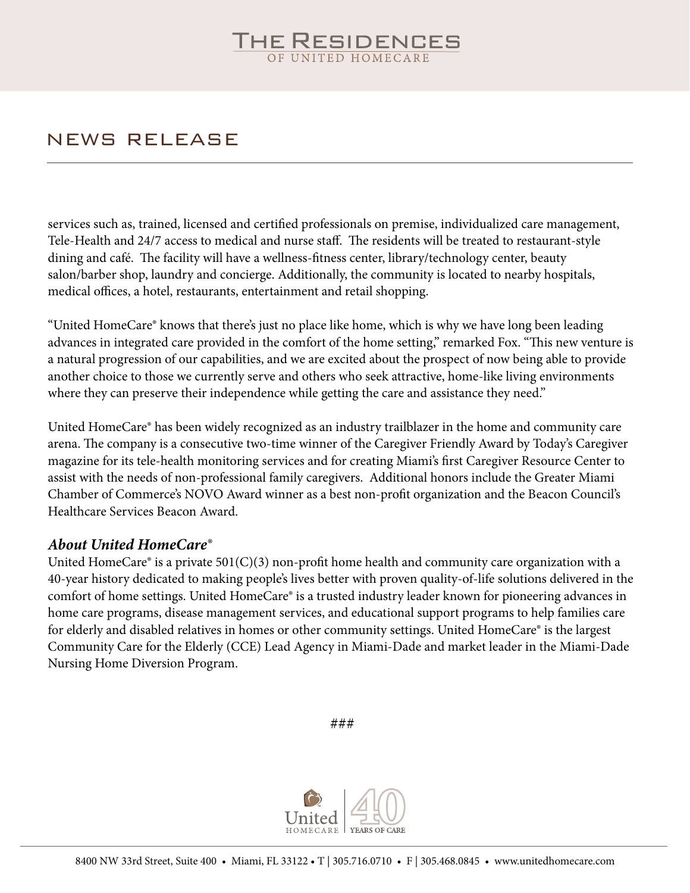services such as, trained, licensed and certified professionals on premise, individualized care management, Tele-Health and 24/7 access to medical and nurse staff. The residents will be treated to restaurant-style dining and café. The facility will have a wellness-fitness center, library/technology center, beauty salon/barber shop, laundry and concierge. Additionally, the community is located to nearby hospitals, medical offices, a hotel, restaurants, entertainment and retail shopping.

"United HomeCare® knows that there's just no place like home, which is why we have long been leading advances in integrated care provided in the comfort of the home setting," remarked Fox. "This new venture is a natural progression of our capabilities, and we are excited about the prospect of now being able to provide another choice to those we currently serve and others who seek attractive, home-like living environments where they can preserve their independence while getting the care and assistance they need."

United HomeCare® has been widely recognized as an industry trailblazer in the home and community care arena. The company is a consecutive two-time winner of the Caregiver Friendly Award by Today's Caregiver magazine for its tele-health monitoring services and for creating Miami's first Caregiver Resource Center to assist with the needs of non-professional family caregivers. Additional honors include the Greater Miami Chamber of Commerce's NOVO Award winner as a best non-profit organization and the Beacon Council's Healthcare Services Beacon Award.

***About United HomeCare®***

United HomeCare® is a private 501(C)(3) non-profit home health and community care organization with a 40-year history dedicated to making people's lives better with proven quality-of-life solutions delivered in the comfort of home settings. United HomeCare® is a trusted industry leader known for pioneering advances in home care programs, disease management services, and educational support programs to help families care for elderly and disabled relatives in homes or other community settings. United HomeCare® is the largest Community Care for the Elderly (CCE) Lead Agency in Miami-Dade and market leader in the Miami-Dade Nursing Home Diversion Program.

###

8400 NW 33rd Street, Suite 400 • Miami, FL 33122 • T | 305.716.0710 • F | 305.468.0845 • www.unitedhomecare.com